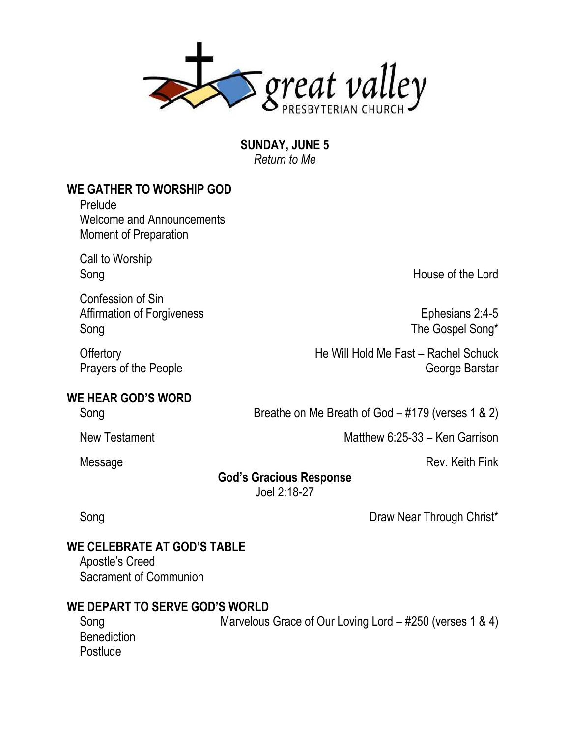great valley PRESBYTERIAN CHURCH

**SUNDAY, JUNE 5**
*Return to Me*

## WE GATHER TO WORSHIP GOD

Prelude
Welcome and Announcements
Moment of Preparation

Call to Worship
Song — House of the Lord

Confession of Sin
Affirmation of Forgiveness — Ephesians 2:4-5
Song — The Gospel Song*

Offertory — He Will Hold Me Fast – Rachel Schuck
Prayers of the People — George Barstar

## WE HEAR GOD'S WORD

Song — Breathe on Me Breath of God – #179 (verses 1 & 2)

New Testament — Matthew 6:25-33 – Ken Garrison

Message — Rev. Keith Fink

**God's Gracious Response**
Joel 2:18-27

Song — Draw Near Through Christ*

## WE CELEBRATE AT GOD'S TABLE

Apostle's Creed
Sacrament of Communion

## WE DEPART TO SERVE GOD'S WORLD

Song — Marvelous Grace of Our Loving Lord – #250 (verses 1 & 4)
Benediction
Postlude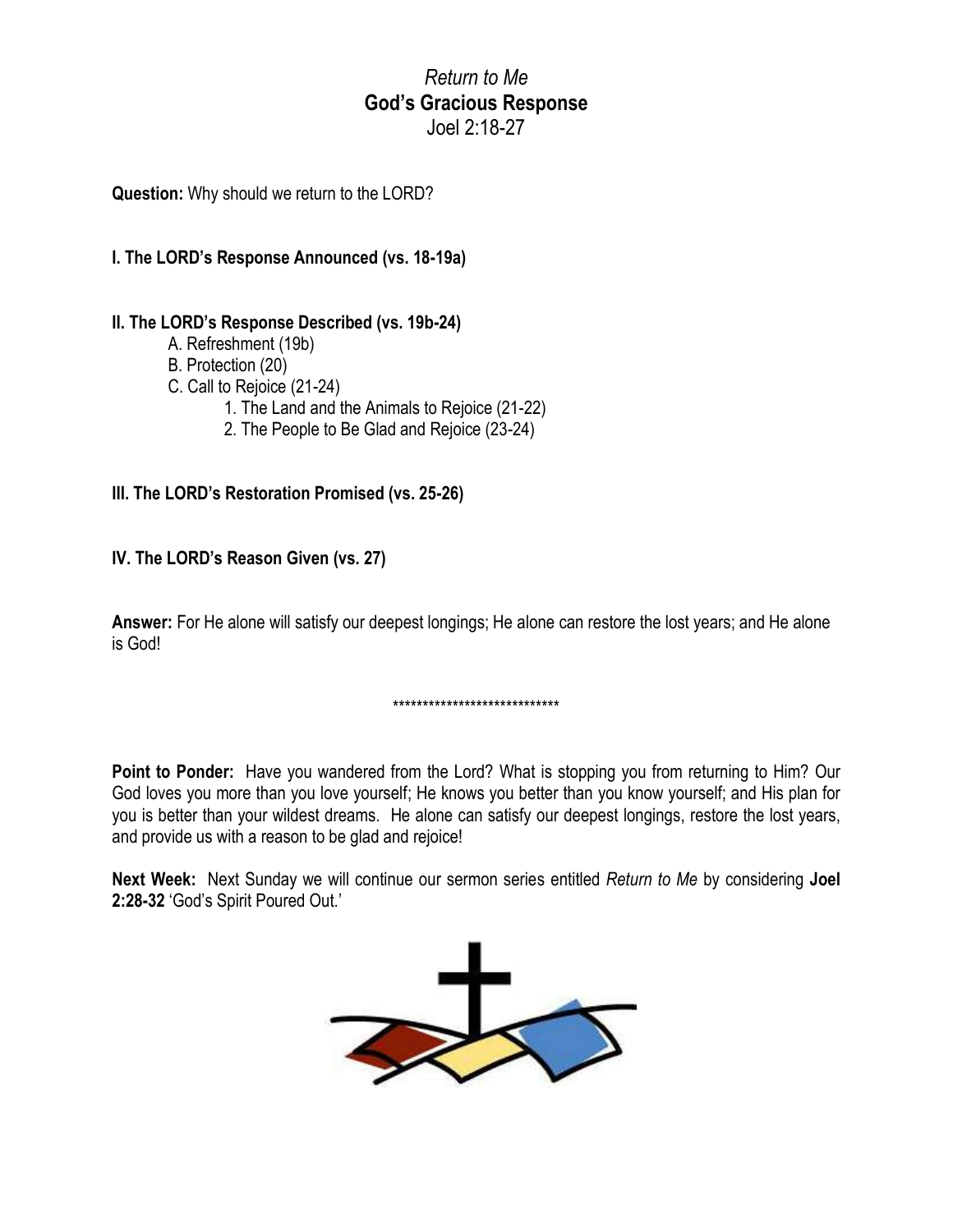*Return to Me*

**God's Gracious Response**

Joel 2:18-27

**Question:** Why should we return to the LORD?

**I. The LORD's Response Announced (vs. 18-19a)**

**II. The LORD's Response Described (vs. 19b-24)**

- A. Refreshment (19b)
- B. Protection (20)
- C. Call to Rejoice (21-24)
  1. The Land and the Animals to Rejoice (21-22)
  2. The People to Be Glad and Rejoice (23-24)

**III. The LORD's Restoration Promised (vs. 25-26)**

**IV. The LORD's Reason Given (vs. 27)**

**Answer:** For He alone will satisfy our deepest longings; He alone can restore the lost years; and He alone is God!

****************************

**Point to Ponder:** Have you wandered from the Lord? What is stopping you from returning to Him? Our God loves you more than you love yourself; He knows you better than you know yourself; and His plan for you is better than your wildest dreams. He alone can satisfy our deepest longings, restore the lost years, and provide us with a reason to be glad and rejoice!

**Next Week:** Next Sunday we will continue our sermon series entitled *Return to Me* by considering **Joel 2:28-32** 'God's Spirit Poured Out.'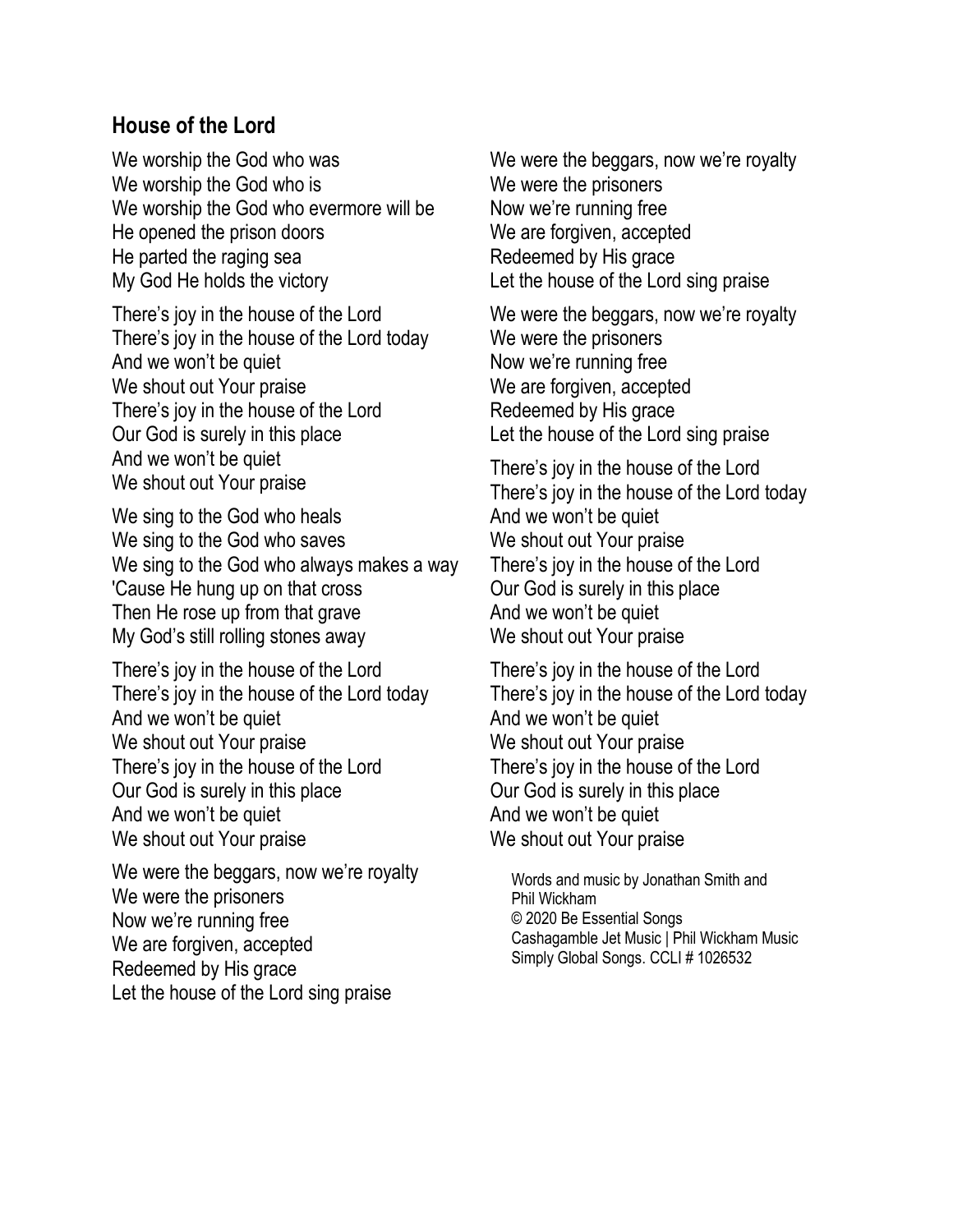## House of the Lord

We worship the God who was
We worship the God who is
We worship the God who evermore will be
He opened the prison doors
He parted the raging sea
My God He holds the victory

There's joy in the house of the Lord
There's joy in the house of the Lord today
And we won't be quiet
We shout out Your praise
There's joy in the house of the Lord
Our God is surely in this place
And we won't be quiet
We shout out Your praise

We sing to the God who heals
We sing to the God who saves
We sing to the God who always makes a way
'Cause He hung up on that cross
Then He rose up from that grave
My God's still rolling stones away

There's joy in the house of the Lord
There's joy in the house of the Lord today
And we won't be quiet
We shout out Your praise
There's joy in the house of the Lord
Our God is surely in this place
And we won't be quiet
We shout out Your praise

We were the beggars, now we're royalty
We were the prisoners
Now we're running free
We are forgiven, accepted
Redeemed by His grace
Let the house of the Lord sing praise

We were the beggars, now we're royalty
We were the prisoners
Now we're running free
We are forgiven, accepted
Redeemed by His grace
Let the house of the Lord sing praise

We were the beggars, now we're royalty
We were the prisoners
Now we're running free
We are forgiven, accepted
Redeemed by His grace
Let the house of the Lord sing praise

There's joy in the house of the Lord
There's joy in the house of the Lord today
And we won't be quiet
We shout out Your praise
There's joy in the house of the Lord
Our God is surely in this place
And we won't be quiet
We shout out Your praise

There's joy in the house of the Lord
There's joy in the house of the Lord today
And we won't be quiet
We shout out Your praise
There's joy in the house of the Lord
Our God is surely in this place
And we won't be quiet
We shout out Your praise

Words and music by Jonathan Smith and Phil Wickham
© 2020 Be Essential Songs
Cashagamble Jet Music | Phil Wickham Music
Simply Global Songs. CCLI # 1026532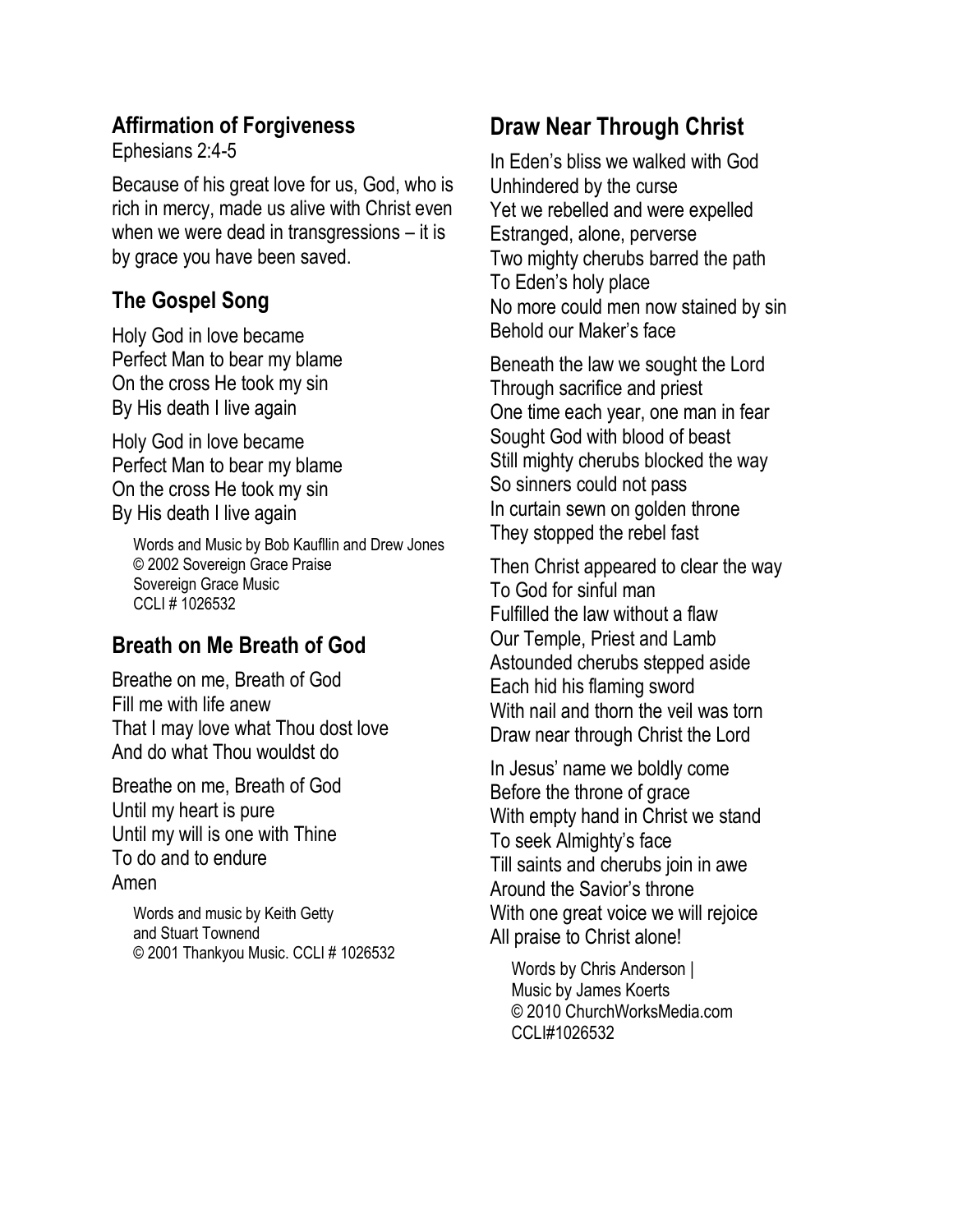## Affirmation of Forgiveness

Ephesians 2:4-5

Because of his great love for us, God, who is rich in mercy, made us alive with Christ even when we were dead in transgressions – it is by grace you have been saved.

## The Gospel Song

Holy God in love became
Perfect Man to bear my blame
On the cross He took my sin
By His death I live again

Holy God in love became
Perfect Man to bear my blame
On the cross He took my sin
By His death I live again

Words and Music by Bob Kauflin and Drew Jones
© 2002 Sovereign Grace Praise
Sovereign Grace Music
CCLI # 1026532

## Breath on Me Breath of God

Breathe on me, Breath of God
Fill me with life anew
That I may love what Thou dost love
And do what Thou wouldst do

Breathe on me, Breath of God
Until my heart is pure
Until my will is one with Thine
To do and to endure
Amen

Words and music by Keith Getty
and Stuart Townend
© 2001 Thankyou Music. CCLI # 1026532

## Draw Near Through Christ

In Eden's bliss we walked with God
Unhindered by the curse
Yet we rebelled and were expelled
Estranged, alone, perverse
Two mighty cherubs barred the path
To Eden's holy place
No more could men now stained by sin
Behold our Maker's face

Beneath the law we sought the Lord
Through sacrifice and priest
One time each year, one man in fear
Sought God with blood of beast
Still mighty cherubs blocked the way
So sinners could not pass
In curtain sewn on golden throne
They stopped the rebel fast

Then Christ appeared to clear the way
To God for sinful man
Fulfilled the law without a flaw
Our Temple, Priest and Lamb
Astounded cherubs stepped aside
Each hid his flaming sword
With nail and thorn the veil was torn
Draw near through Christ the Lord

In Jesus' name we boldly come
Before the throne of grace
With empty hand in Christ we stand
To seek Almighty's face
Till saints and cherubs join in awe
Around the Savior's throne
With one great voice we will rejoice
All praise to Christ alone!

Words by Chris Anderson |
Music by James Koerts
© 2010 ChurchWorksMedia.com
CCLI#1026532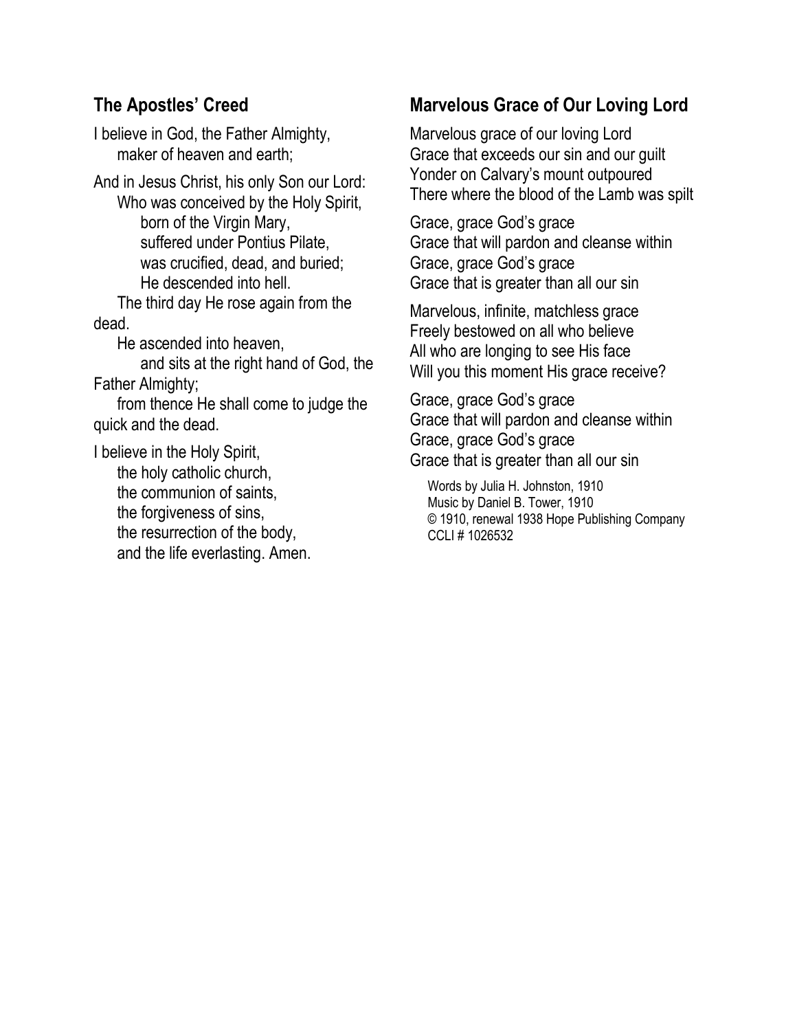## The Apostles' Creed

I believe in God, the Father Almighty,
maker of heaven and earth;

And in Jesus Christ, his only Son our Lord:
Who was conceived by the Holy Spirit,
born of the Virgin Mary,
suffered under Pontius Pilate,
was crucified, dead, and buried;
He descended into hell.
The third day He rose again from the dead.
He ascended into heaven,
and sits at the right hand of God, the Father Almighty;
from thence He shall come to judge the quick and the dead.

I believe in the Holy Spirit,
the holy catholic church,
the communion of saints,
the forgiveness of sins,
the resurrection of the body,
and the life everlasting. Amen.

## Marvelous Grace of Our Loving Lord

Marvelous grace of our loving Lord
Grace that exceeds our sin and our guilt
Yonder on Calvary's mount outpoured
There where the blood of the Lamb was spilt

Grace, grace God's grace
Grace that will pardon and cleanse within
Grace, grace God's grace
Grace that is greater than all our sin

Marvelous, infinite, matchless grace
Freely bestowed on all who believe
All who are longing to see His face
Will you this moment His grace receive?

Grace, grace God's grace
Grace that will pardon and cleanse within
Grace, grace God's grace
Grace that is greater than all our sin

Words by Julia H. Johnston, 1910
Music by Daniel B. Tower, 1910
© 1910, renewal 1938 Hope Publishing Company
CCLI # 1026532